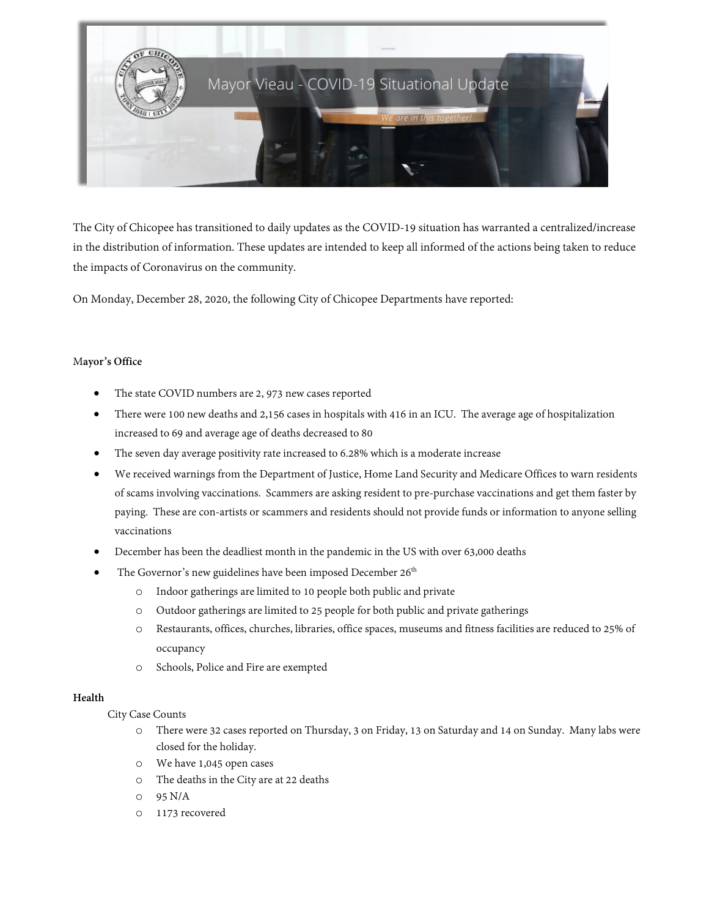Mayor Vieau - COVID-19 Situational Update

*We are in this together!*

The City of Chicopee has transitioned to daily updates as the COVID-19 situation has warranted a centralized/increase in the distribution of information. These updates are intended to keep all informed of the actions being taken to reduce the impacts of Coronavirus on the community.

On Monday, December 28, 2020, the following City of Chicopee Departments have reported:

**Mayor's Office**

- The state COVID numbers are 2, 973 new cases reported
- There were 100 new deaths and 2,156 cases in hospitals with 416 in an ICU. The average age of hospitalization increased to 69 and average age of deaths decreased to 80
- The seven day average positivity rate increased to 6.28% which is a moderate increase
- We received warnings from the Department of Justice, Home Land Security and Medicare Offices to warn residents of scams involving vaccinations. Scammers are asking resident to pre-purchase vaccinations and get them faster by paying. These are con-artists or scammers and residents should not provide funds or information to anyone selling vaccinations
- December has been the deadliest month in the pandemic in the US with over 63,000 deaths
- The Governor's new guidelines have been imposed December 26th
  - Indoor gatherings are limited to 10 people both public and private
  - Outdoor gatherings are limited to 25 people for both public and private gatherings
  - Restaurants, offices, churches, libraries, office spaces, museums and fitness facilities are reduced to 25% of occupancy
  - Schools, Police and Fire are exempted

**Health**

City Case Counts

- There were 32 cases reported on Thursday, 3 on Friday, 13 on Saturday and 14 on Sunday. Many labs were closed for the holiday.
- We have 1,045 open cases
- The deaths in the City are at 22 deaths
- 95 N/A
- 1173 recovered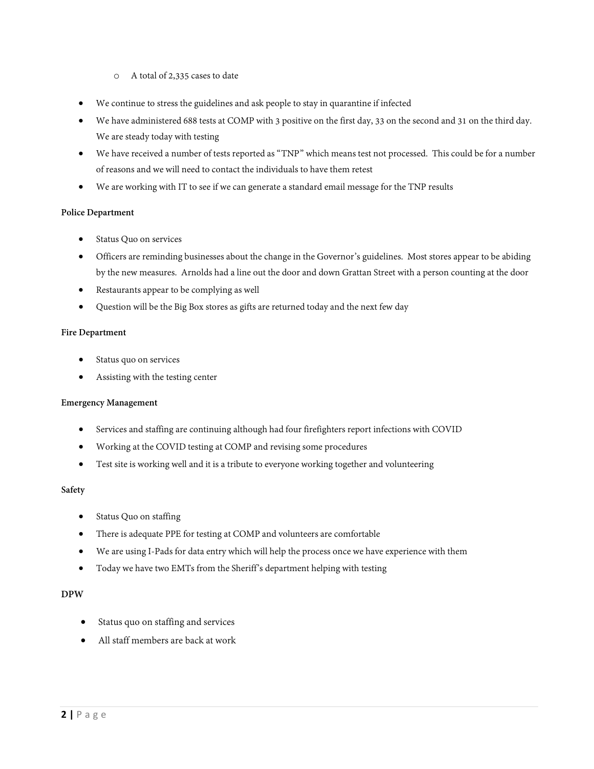- A total of 2,335 cases to date

- We continue to stress the guidelines and ask people to stay in quarantine if infected
- We have administered 688 tests at COMP with 3 positive on the first day, 33 on the second and 31 on the third day. We are steady today with testing
- We have received a number of tests reported as "TNP" which means test not processed. This could be for a number of reasons and we will need to contact the individuals to have them retest
- We are working with IT to see if we can generate a standard email message for the TNP results

**Police Department**

- Status Quo on services
- Officers are reminding businesses about the change in the Governor's guidelines. Most stores appear to be abiding by the new measures. Arnolds had a line out the door and down Grattan Street with a person counting at the door
- Restaurants appear to be complying as well
- Question will be the Big Box stores as gifts are returned today and the next few day

**Fire Department**

- Status quo on services
- Assisting with the testing center

**Emergency Management**

- Services and staffing are continuing although had four firefighters report infections with COVID
- Working at the COVID testing at COMP and revising some procedures
- Test site is working well and it is a tribute to everyone working together and volunteering

**Safety**

- Status Quo on staffing
- There is adequate PPE for testing at COMP and volunteers are comfortable
- We are using I-Pads for data entry which will help the process once we have experience with them
- Today we have two EMTs from the Sheriff's department helping with testing

**DPW**

- Status quo on staffing and services
- All staff members are back at work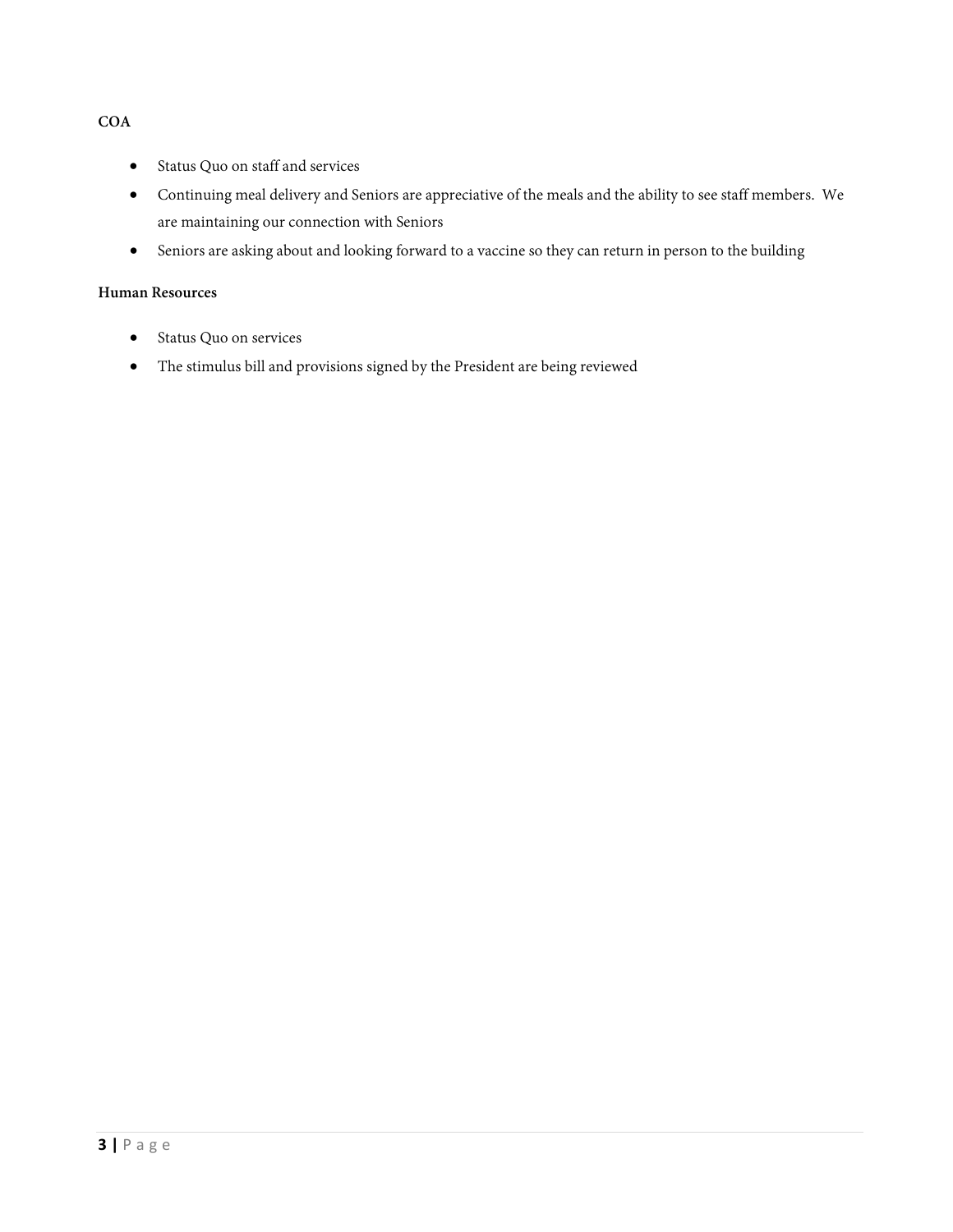**COA**

- Status Quo on staff and services
- Continuing meal delivery and Seniors are appreciative of the meals and the ability to see staff members. We are maintaining our connection with Seniors
- Seniors are asking about and looking forward to a vaccine so they can return in person to the building

**Human Resources**

- Status Quo on services
- The stimulus bill and provisions signed by the President are being reviewed